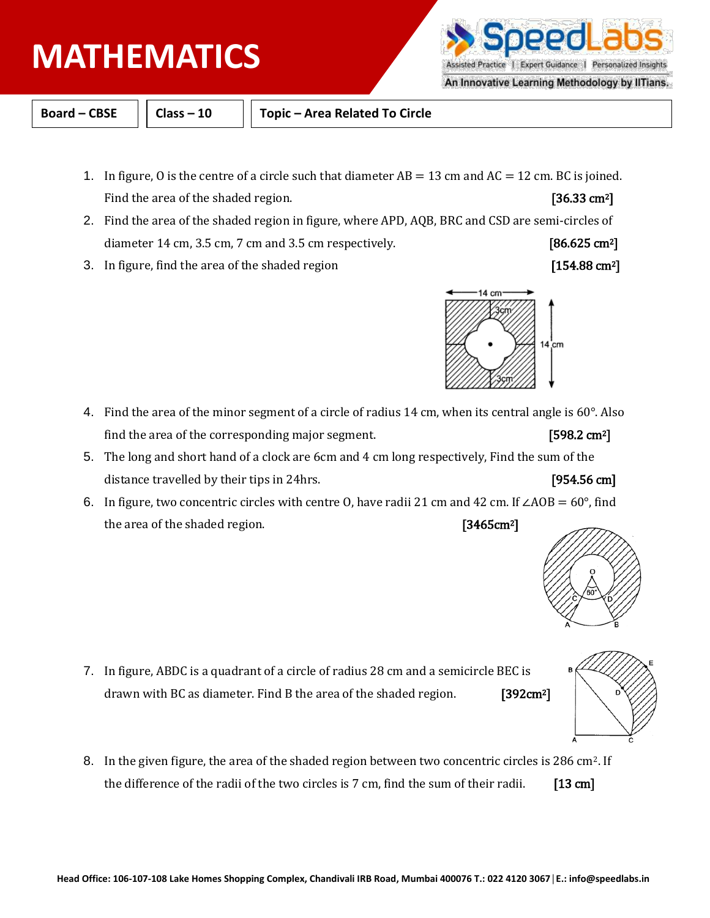# MATHEMATICS

| Board – CBSE | Class – 10 | Topic – Area Related To Circle |
|---|---|---|

1. In figure, O is the centre of a circle such that diameter AB = 13 cm and AC = 12 cm. BC is joined. Find the area of the shaded region. **[36.33 cm$^2$]**

2. Find the area of the shaded region in figure, where APD, AQB, BRC and CSD are semi-circles of diameter 14 cm, 3.5 cm, 7 cm and 3.5 cm respectively. **[86.625 cm$^2$]**

3. In figure, find the area of the shaded region **[154.88 cm$^2$]**

4. Find the area of the minor segment of a circle of radius 14 cm, when its central angle is 60°. Also find the area of the corresponding major segment. **[598.2 cm$^2$]**

5. The long and short hand of a clock are 6cm and 4 cm long respectively, Find the sum of the distance travelled by their tips in 24hrs. **[954.56 cm]**

6. In figure, two concentric circles with centre O, have radii 21 cm and 42 cm. If ∠AOB = 60°, find the area of the shaded region. **[3465cm$^2$]**

7. In figure, ABDC is a quadrant of a circle of radius 28 cm and a semicircle BEC is drawn with BC as diameter. Find B the area of the shaded region. **[392cm$^2$]**

8. In the given figure, the area of the shaded region between two concentric circles is 286 cm$^2$. If the difference of the radii of the two circles is 7 cm, find the sum of their radii. **[13 cm]**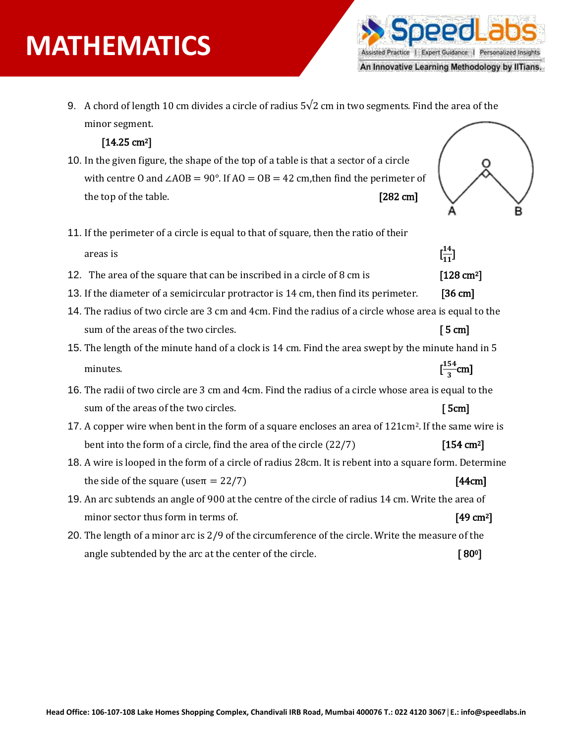9. A chord of length 10 cm divides a circle of radius $5\sqrt{2}$ cm in two segments. Find the area of the minor segment.

   [14.25 $cm^2$]

10. In the given figure, the shape of the top of a table is that a sector of a circle with centre O and $\angle AOB = 90°$. If $AO = OB = 42$ cm, then find the perimeter of the top of the table. [282 cm]

11. If the perimeter of a circle is equal to that of square, then the ratio of their areas is [$\frac{14}{11}$]

12. The area of the square that can be inscribed in a circle of 8 cm is [128 $cm^2$]

13. If the diameter of a semicircular protractor is 14 cm, then find its perimeter. [36 cm]

14. The radius of two circle are 3 cm and 4cm. Find the radius of a circle whose area is equal to the sum of the areas of the two circles. [ 5 cm]

15. The length of the minute hand of a clock is 14 cm. Find the area swept by the minute hand in 5 minutes. [$\frac{154}{3}$cm]

16. The radii of two circle are 3 cm and 4cm. Find the radius of a circle whose area is equal to the sum of the areas of the two circles. [ 5cm]

17. A copper wire when bent in the form of a square encloses an area of 121$cm^2$. If the same wire is bent into the form of a circle, find the area of the circle (22/7) [154 $cm^2$]

18. A wire is looped in the form of a circle of radius 28cm. It is rebent into a square form. Determine the side of the square (use$\pi = 22/7$) [44cm]

19. An arc subtends an angle of 900 at the centre of the circle of radius 14 cm. Write the area of minor sector thus form in terms of. [49 $cm^2$]

20. The length of a minor arc is 2/9 of the circumference of the circle. Write the measure of the angle subtended by the arc at the center of the circle. [ $80^0$]